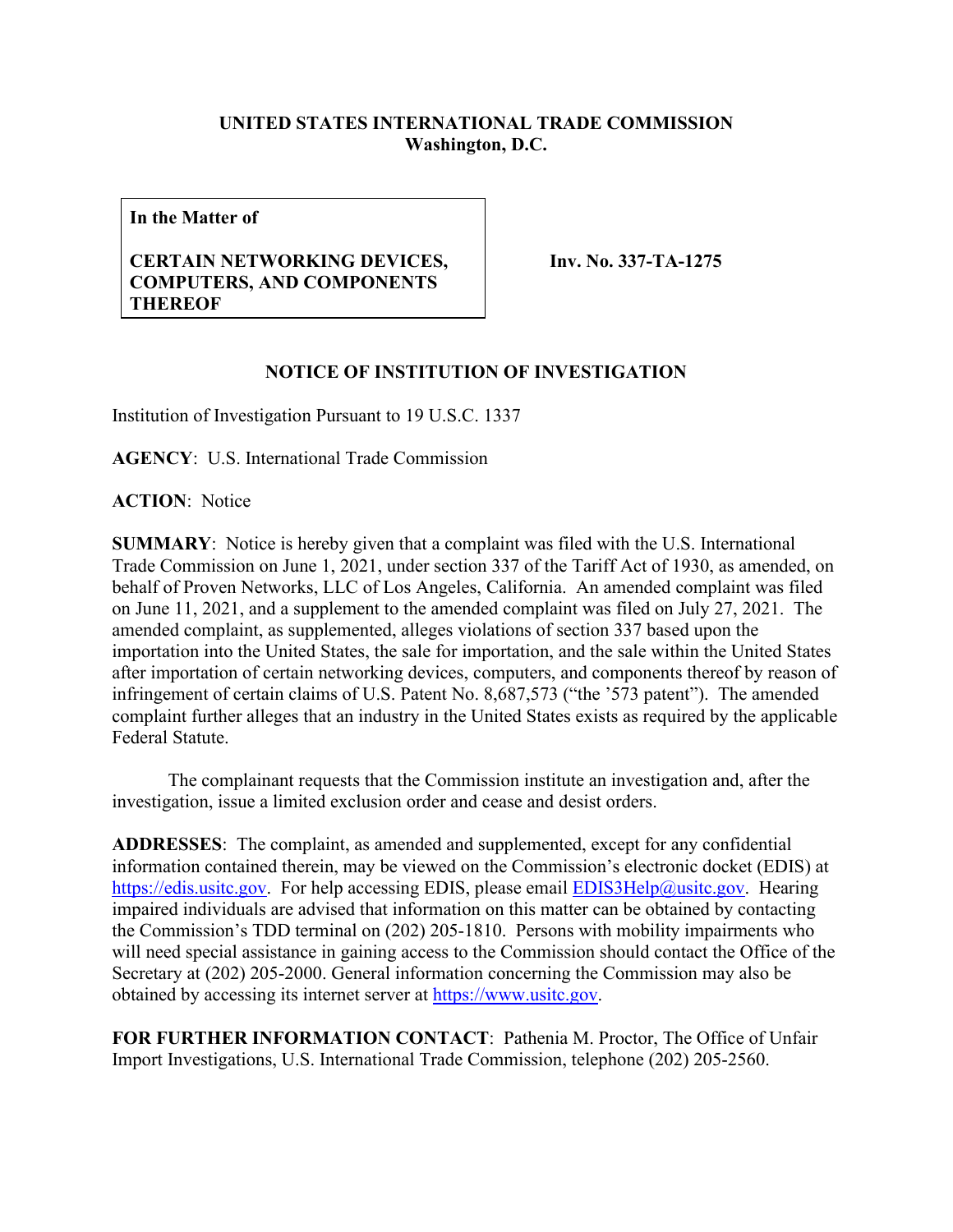**UNITED STATES INTERNATIONAL TRADE COMMISSION**
**Washington, D.C.**

| **In the Matter of**<br><br>**CERTAIN NETWORKING DEVICES, COMPUTERS, AND COMPONENTS THEREOF** | **Inv. No. 337-TA-1275** |
|---|---|

**NOTICE OF INSTITUTION OF INVESTIGATION**

Institution of Investigation Pursuant to 19 U.S.C. 1337

**AGENCY**: U.S. International Trade Commission

**ACTION**: Notice

**SUMMARY**: Notice is hereby given that a complaint was filed with the U.S. International Trade Commission on June 1, 2021, under section 337 of the Tariff Act of 1930, as amended, on behalf of Proven Networks, LLC of Los Angeles, California. An amended complaint was filed on June 11, 2021, and a supplement to the amended complaint was filed on July 27, 2021. The amended complaint, as supplemented, alleges violations of section 337 based upon the importation into the United States, the sale for importation, and the sale within the United States after importation of certain networking devices, computers, and components thereof by reason of infringement of certain claims of U.S. Patent No. 8,687,573 ("the '573 patent"). The amended complaint further alleges that an industry in the United States exists as required by the applicable Federal Statute.

The complainant requests that the Commission institute an investigation and, after the investigation, issue a limited exclusion order and cease and desist orders.

**ADDRESSES**: The complaint, as amended and supplemented, except for any confidential information contained therein, may be viewed on the Commission's electronic docket (EDIS) at https://edis.usitc.gov. For help accessing EDIS, please email EDIS3Help@usitc.gov. Hearing impaired individuals are advised that information on this matter can be obtained by contacting the Commission's TDD terminal on (202) 205-1810. Persons with mobility impairments who will need special assistance in gaining access to the Commission should contact the Office of the Secretary at (202) 205-2000. General information concerning the Commission may also be obtained by accessing its internet server at https://www.usitc.gov.

**FOR FURTHER INFORMATION CONTACT**: Pathenia M. Proctor, The Office of Unfair Import Investigations, U.S. International Trade Commission, telephone (202) 205-2560.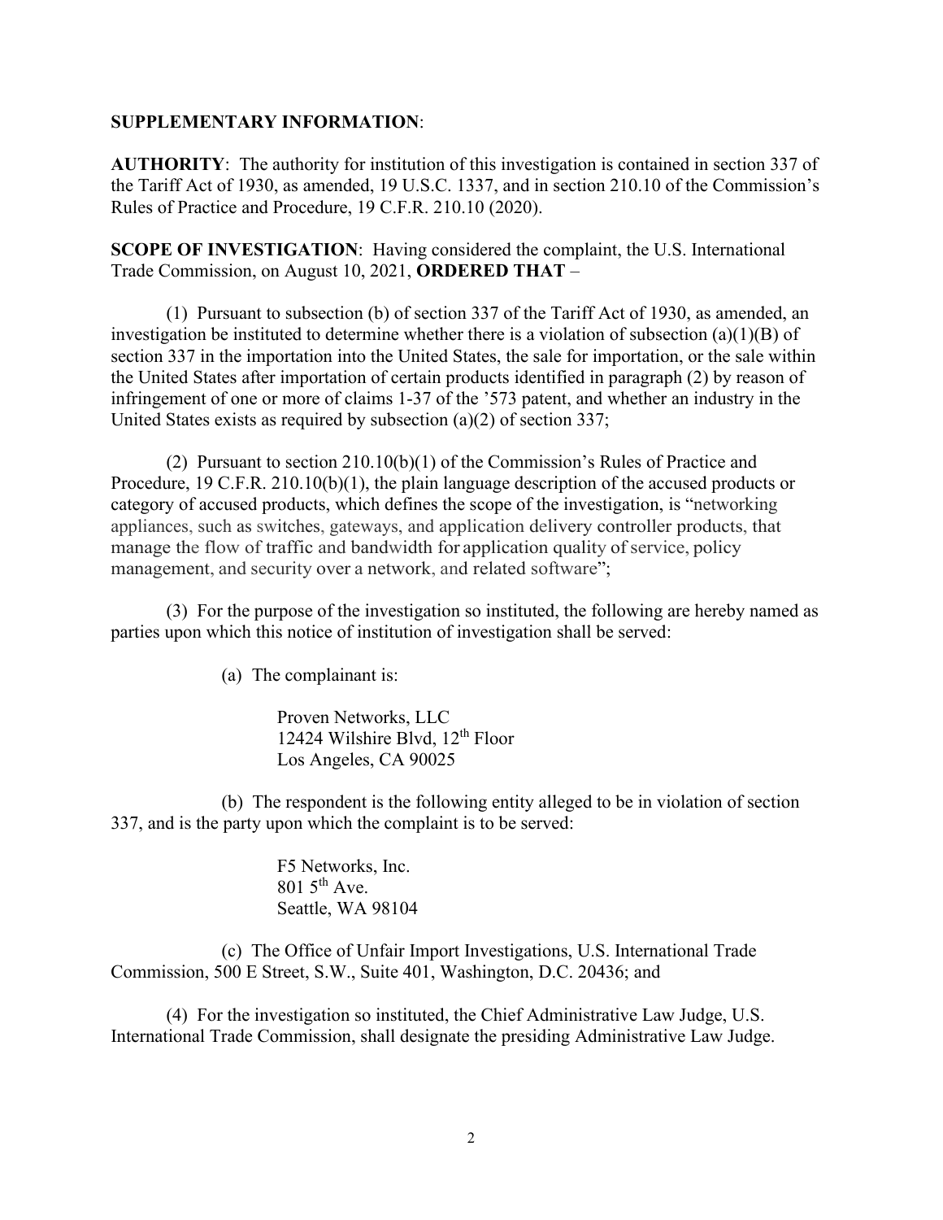**SUPPLEMENTARY INFORMATION**:

**AUTHORITY**: The authority for institution of this investigation is contained in section 337 of the Tariff Act of 1930, as amended, 19 U.S.C. 1337, and in section 210.10 of the Commission's Rules of Practice and Procedure, 19 C.F.R. 210.10 (2020).

**SCOPE OF INVESTIGATION**: Having considered the complaint, the U.S. International Trade Commission, on August 10, 2021, **ORDERED THAT** –

(1) Pursuant to subsection (b) of section 337 of the Tariff Act of 1930, as amended, an investigation be instituted to determine whether there is a violation of subsection (a)(1)(B) of section 337 in the importation into the United States, the sale for importation, or the sale within the United States after importation of certain products identified in paragraph (2) by reason of infringement of one or more of claims 1-37 of the '573 patent, and whether an industry in the United States exists as required by subsection (a)(2) of section 337;

(2) Pursuant to section 210.10(b)(1) of the Commission's Rules of Practice and Procedure, 19 C.F.R. 210.10(b)(1), the plain language description of the accused products or category of accused products, which defines the scope of the investigation, is "networking appliances, such as switches, gateways, and application delivery controller products, that manage the flow of traffic and bandwidth for application quality of service, policy management, and security over a network, and related software";

(3) For the purpose of the investigation so instituted, the following are hereby named as parties upon which this notice of institution of investigation shall be served:

(a) The complainant is:

Proven Networks, LLC
12424 Wilshire Blvd, 12th Floor
Los Angeles, CA 90025

(b) The respondent is the following entity alleged to be in violation of section 337, and is the party upon which the complaint is to be served:

F5 Networks, Inc.
801 5th Ave.
Seattle, WA 98104

(c) The Office of Unfair Import Investigations, U.S. International Trade Commission, 500 E Street, S.W., Suite 401, Washington, D.C. 20436; and

(4) For the investigation so instituted, the Chief Administrative Law Judge, U.S. International Trade Commission, shall designate the presiding Administrative Law Judge.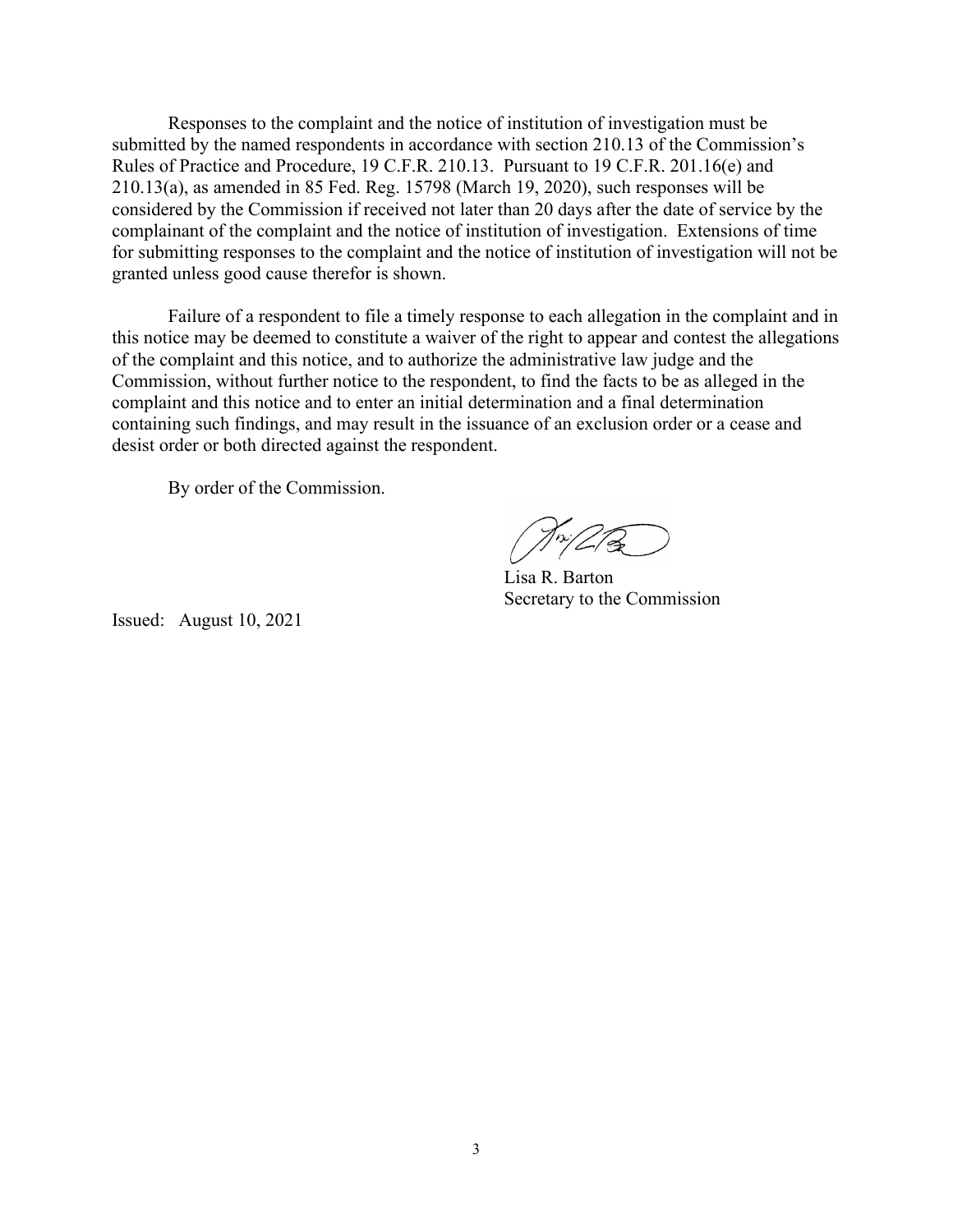Responses to the complaint and the notice of institution of investigation must be submitted by the named respondents in accordance with section 210.13 of the Commission's Rules of Practice and Procedure, 19 C.F.R. 210.13. Pursuant to 19 C.F.R. 201.16(e) and 210.13(a), as amended in 85 Fed. Reg. 15798 (March 19, 2020), such responses will be considered by the Commission if received not later than 20 days after the date of service by the complainant of the complaint and the notice of institution of investigation. Extensions of time for submitting responses to the complaint and the notice of institution of investigation will not be granted unless good cause therefor is shown.

Failure of a respondent to file a timely response to each allegation in the complaint and in this notice may be deemed to constitute a waiver of the right to appear and contest the allegations of the complaint and this notice, and to authorize the administrative law judge and the Commission, without further notice to the respondent, to find the facts to be as alleged in the complaint and this notice and to enter an initial determination and a final determination containing such findings, and may result in the issuance of an exclusion order or a cease and desist order or both directed against the respondent.

By order of the Commission.

Lisa R. Barton
Secretary to the Commission

Issued: August 10, 2021